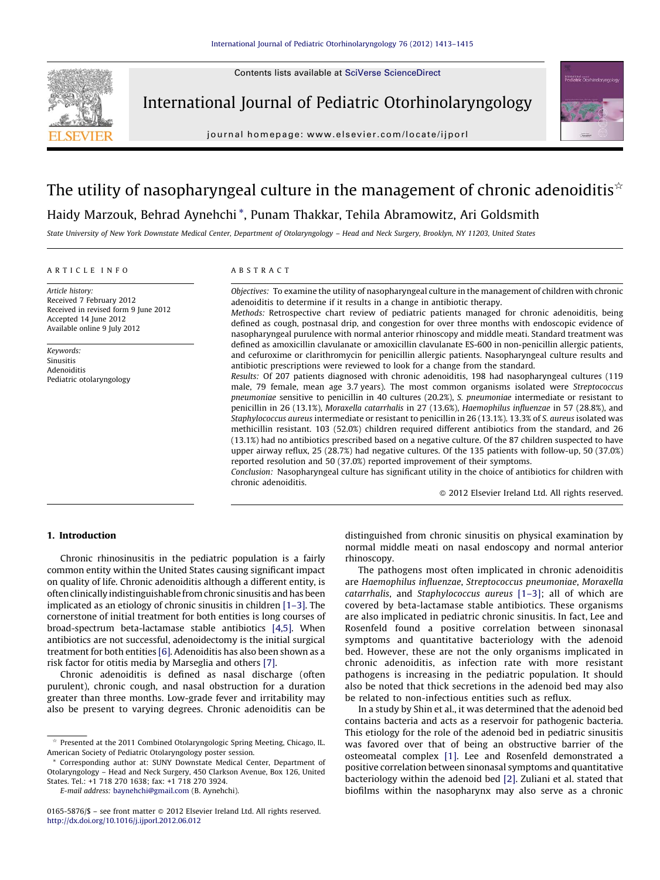# The utility of nasopharyngeal culture in the management of chronic adenoiditis☆

Haidy Marzouk, Behrad Aynehchi*, Punam Thakkar, Tehila Abramowitz, Ari Goldsmith

State University of New York Downstate Medical Center, Department of Otolaryngology – Head and Neck Surgery, Brooklyn, NY 11203, United States

## ARTICLE INFO

*Article history:*
Received 7 February 2012
Received in revised form 9 June 2012
Accepted 14 June 2012
Available online 9 July 2012

*Keywords:*
Sinusitis
Adenoiditis
Pediatric otolaryngology

## ABSTRACT

*Objectives:* To examine the utility of nasopharyngeal culture in the management of children with chronic adenoiditis to determine if it results in a change in antibiotic therapy.

*Methods:* Retrospective chart review of pediatric patients managed for chronic adenoiditis, being defined as cough, postnasal drip, and congestion for over three months with endoscopic evidence of nasopharyngeal purulence with normal anterior rhinoscopy and middle meati. Standard treatment was defined as amoxicillin clavulanate or amoxicillin clavulanate ES-600 in non-penicillin allergic patients, and cefuroxime or clarithromycin for penicillin allergic patients. Nasopharyngeal culture results and antibiotic prescriptions were reviewed to look for a change from the standard.

*Results:* Of 207 patients diagnosed with chronic adenoiditis, 198 had nasopharyngeal cultures (119 male, 79 female, mean age 3.7 years). The most common organisms isolated were *Streptococcus pneumoniae* sensitive to penicillin in 40 cultures (20.2%), *S. pneumoniae* intermediate or resistant to penicillin in 26 (13.1%), *Moraxella catarrhalis* in 27 (13.6%), *Haemophilus influenzae* in 57 (28.8%), and *Staphylococcus aureus* intermediate or resistant to penicillin in 26 (13.1%). 13.3% of *S. aureus* isolated was methicillin resistant. 103 (52.0%) children required different antibiotics from the standard, and 26 (13.1%) had no antibiotics prescribed based on a negative culture. Of the 87 children suspected to have upper airway reflux, 25 (28.7%) had negative cultures. Of the 135 patients with follow-up, 50 (37.0%) reported resolution and 50 (37.0%) reported improvement of their symptoms.

*Conclusion:* Nasopharyngeal culture has significant utility in the choice of antibiotics for children with chronic adenoiditis.

© 2012 Elsevier Ireland Ltd. All rights reserved.

## 1. Introduction

Chronic rhinosinusitis in the pediatric population is a fairly common entity within the United States causing significant impact on quality of life. Chronic adenoiditis although a different entity, is often clinically indistinguishable from chronic sinusitis and has been implicated as an etiology of chronic sinusitis in children [1–3]. The cornerstone of initial treatment for both entities is long courses of broad-spectrum beta-lactamase stable antibiotics [4,5]. When antibiotics are not successful, adenoidectomy is the initial surgical treatment for both entities [6]. Adenoiditis has also been shown as a risk factor for otitis media by Marseglia and others [7].

Chronic adenoiditis is defined as nasal discharge (often purulent), chronic cough, and nasal obstruction for a duration greater than three months. Low-grade fever and irritability may also be present to varying degrees. Chronic adenoiditis can be distinguished from chronic sinusitis on physical examination by normal middle meati on nasal endoscopy and normal anterior rhinoscopy.

The pathogens most often implicated in chronic adenoiditis are *Haemophilus influenzae*, *Streptococcus pneumoniae*, *Moraxella catarrhalis*, and *Staphylococcus aureus* [1–3]; all of which are covered by beta-lactamase stable antibiotics. These organisms are also implicated in pediatric chronic sinusitis. In fact, Lee and Rosenfeld found a positive correlation between sinonasal symptoms and quantitative bacteriology with the adenoid bed. However, these are not the only organisms implicated in chronic adenoiditis, as infection rate with more resistant pathogens is increasing in the pediatric population. It should also be noted that thick secretions in the adenoid bed may also be related to non-infectious entities such as reflux.

In a study by Shin et al., it was determined that the adenoid bed contains bacteria and acts as a reservoir for pathogenic bacteria. This etiology for the role of the adenoid bed in pediatric sinusitis was favored over that of being an obstructive barrier of the osteomeatal complex [1]. Lee and Rosenfeld demonstrated a positive correlation between sinonasal symptoms and quantitative bacteriology within the adenoid bed [2]. Zuliani et al. stated that biofilms within the nasopharynx may also serve as a chronic

☆ Presented at the 2011 Combined Otolaryngologic Spring Meeting, Chicago, IL. American Society of Pediatric Otolaryngology poster session.

* Corresponding author at: SUNY Downstate Medical Center, Department of Otolaryngology – Head and Neck Surgery, 450 Clarkson Avenue, Box 126, United States. Tel.: +1 718 270 1638; fax: +1 718 270 3924.

*E-mail address:* baynehchi@gmail.com (B. Aynehchi).

0165-5876/$ – see front matter © 2012 Elsevier Ireland Ltd. All rights reserved.
http://dx.doi.org/10.1016/j.ijporl.2012.06.012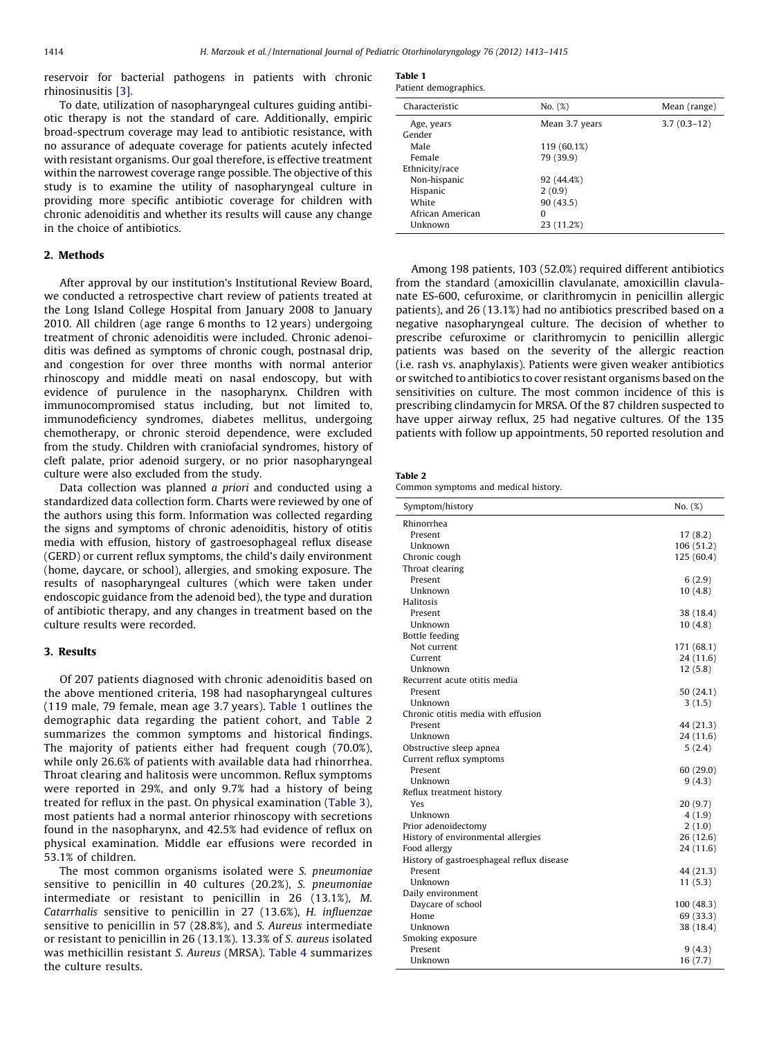reservoir for bacterial pathogens in patients with chronic rhinosinusitis [3].

To date, utilization of nasopharyngeal cultures guiding antibiotic therapy is not the standard of care. Additionally, empiric broad-spectrum coverage may lead to antibiotic resistance, with no assurance of adequate coverage for patients acutely infected with resistant organisms. Our goal therefore, is effective treatment within the narrowest coverage range possible. The objective of this study is to examine the utility of nasopharyngeal culture in providing more specific antibiotic coverage for children with chronic adenoiditis and whether its results will cause any change in the choice of antibiotics.

## 2. Methods

After approval by our institution's Institutional Review Board, we conducted a retrospective chart review of patients treated at the Long Island College Hospital from January 2008 to January 2010. All children (age range 6 months to 12 years) undergoing treatment of chronic adenoiditis were included. Chronic adenoiditis was defined as symptoms of chronic cough, postnasal drip, and congestion for over three months with normal anterior rhinoscopy and middle meati on nasal endoscopy, but with evidence of purulence in the nasopharynx. Children with immunocompromised status including, but not limited to, immunodeficiency syndromes, diabetes mellitus, undergoing chemotherapy, or chronic steroid dependence, were excluded from the study. Children with craniofacial syndromes, history of cleft palate, prior adenoid surgery, or no prior nasopharyngeal culture were also excluded from the study.

Data collection was planned *a priori* and conducted using a standardized data collection form. Charts were reviewed by one of the authors using this form. Information was collected regarding the signs and symptoms of chronic adenoiditis, history of otitis media with effusion, history of gastroesophageal reflux disease (GERD) or current reflux symptoms, the child's daily environment (home, daycare, or school), allergies, and smoking exposure. The results of nasopharyngeal cultures (which were taken under endoscopic guidance from the adenoid bed), the type and duration of antibiotic therapy, and any changes in treatment based on the culture results were recorded.

## 3. Results

Of 207 patients diagnosed with chronic adenoiditis based on the above mentioned criteria, 198 had nasopharyngeal cultures (119 male, 79 female, mean age 3.7 years). Table 1 outlines the demographic data regarding the patient cohort, and Table 2 summarizes the common symptoms and historical findings. The majority of patients either had frequent cough (70.0%), while only 26.6% of patients with available data had rhinorrhea. Throat clearing and halitosis were uncommon. Reflux symptoms were reported in 29%, and only 9.7% had a history of being treated for reflux in the past. On physical examination (Table 3), most patients had a normal anterior rhinoscopy with secretions found in the nasopharynx, and 42.5% had evidence of reflux on physical examination. Middle ear effusions were recorded in 53.1% of children.

The most common organisms isolated were *S. pneumoniae* sensitive to penicillin in 40 cultures (20.2%), *S. pneumoniae* intermediate or resistant to penicillin in 26 (13.1%), *M. Catarrhalis* sensitive to penicillin in 27 (13.6%), *H. influenzae* sensitive to penicillin in 57 (28.8%), and *S. Aureus* intermediate or resistant to penicillin in 26 (13.1%). 13.3% of *S. aureus* isolated was methicillin resistant *S. Aureus* (MRSA). Table 4 summarizes the culture results.

**Table 1**
Patient demographics.

| Characteristic | No. (%) | Mean (range) |
|---|---|---|
| Age, years | Mean 3.7 years | 3.7 (0.3–12) |
| Gender | | |
| Male | 119 (60.1%) | |
| Female | 79 (39.9) | |
| Ethnicity/race | | |
| Non-hispanic | 92 (44.4%) | |
| Hispanic | 2 (0.9) | |
| White | 90 (43.5) | |
| African American | 0 | |
| Unknown | 23 (11.2%) | |

Among 198 patients, 103 (52.0%) required different antibiotics from the standard (amoxicillin clavulanate, amoxicillin clavulanate ES-600, cefuroxime, or clarithromycin in penicillin allergic patients), and 26 (13.1%) had no antibiotics prescribed based on a negative nasopharyngeal culture. The decision of whether to prescribe cefuroxime or clarithromycin to penicillin allergic patients was based on the severity of the allergic reaction (i.e. rash vs. anaphylaxis). Patients were given weaker antibiotics or switched to antibiotics to cover resistant organisms based on the sensitivities on culture. The most common incidence of this is prescribing clindamycin for MRSA. Of the 87 children suspected to have upper airway reflux, 25 had negative cultures. Of the 135 patients with follow up appointments, 50 reported resolution and

**Table 2**
Common symptoms and medical history.

| Symptom/history | No. (%) |
|---|---|
| Rhinorrhea | |
| Present | 17 (8.2) |
| Unknown | 106 (51.2) |
| Chronic cough | 125 (60.4) |
| Throat clearing | |
| Present | 6 (2.9) |
| Unknown | 10 (4.8) |
| Halitosis | |
| Present | 38 (18.4) |
| Unknown | 10 (4.8) |
| Bottle feeding | |
| Not current | 171 (68.1) |
| Current | 24 (11.6) |
| Unknown | 12 (5.8) |
| Recurrent acute otitis media | |
| Present | 50 (24.1) |
| Unknown | 3 (1.5) |
| Chronic otitis media with effusion | |
| Present | 44 (21.3) |
| Unknown | 24 (11.6) |
| Obstructive sleep apnea | 5 (2.4) |
| Current reflux symptoms | |
| Present | 60 (29.0) |
| Unknown | 9 (4.3) |
| Reflux treatment history | |
| Yes | 20 (9.7) |
| Unknown | 4 (1.9) |
| Prior adenoidectomy | 2 (1.0) |
| History of environmental allergies | 26 (12.6) |
| Food allergy | 24 (11.6) |
| History of gastroesphageal reflux disease | |
| Present | 44 (21.3) |
| Unknown | 11 (5.3) |
| Daily environment | |
| Daycare of school | 100 (48.3) |
| Home | 69 (33.3) |
| Unknown | 38 (18.4) |
| Smoking exposure | |
| Present | 9 (4.3) |
| Unknown | 16 (7.7) |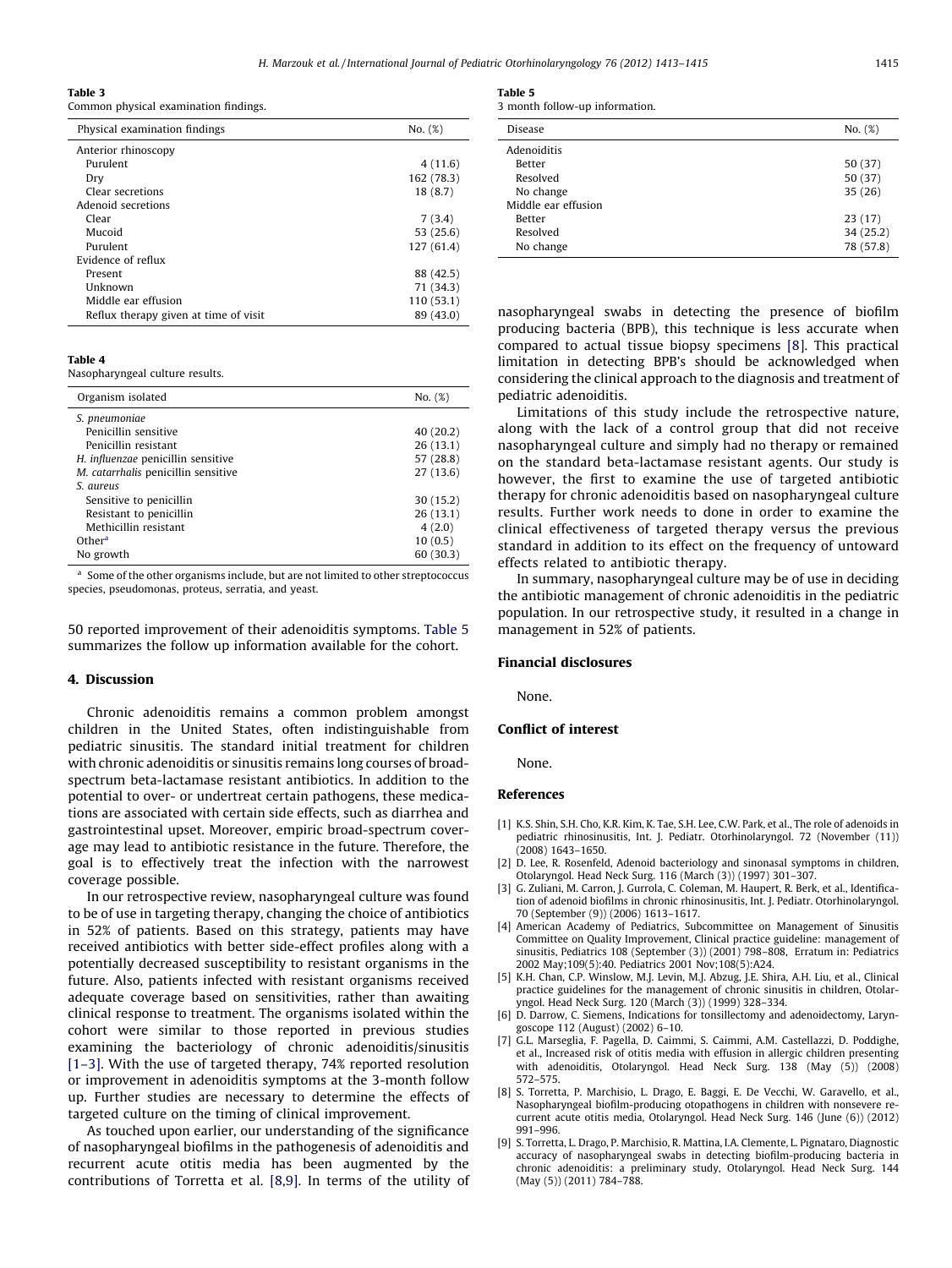**Table 3**
Common physical examination findings.

| Physical examination findings | No. (%) |
|---|---|
| Anterior rhinoscopy | |
| Purulent | 4 (11.6) |
| Dry | 162 (78.3) |
| Clear secretions | 18 (8.7) |
| Adenoid secretions | |
| Clear | 7 (3.4) |
| Mucoid | 53 (25.6) |
| Purulent | 127 (61.4) |
| Evidence of reflux | |
| Present | 88 (42.5) |
| Unknown | 71 (34.3) |
| Middle ear effusion | 110 (53.1) |
| Reflux therapy given at time of visit | 89 (43.0) |

**Table 4**
Nasopharyngeal culture results.

| Organism isolated | No. (%) |
|---|---|
| *S. pneumoniae* | |
| Penicillin sensitive | 40 (20.2) |
| Penicillin resistant | 26 (13.1) |
| *H. influenzae* penicillin sensitive | 57 (28.8) |
| *M. catarrhalis* penicillin sensitive | 27 (13.6) |
| *S. aureus* | |
| Sensitive to penicillin | 30 (15.2) |
| Resistant to penicillin | 26 (13.1) |
| Methicillin resistant | 4 (2.0) |
| Other[a] | 10 (0.5) |
| No growth | 60 (30.3) |

[a] Some of the other organisms include, but are not limited to other streptococcus species, pseudomonas, proteus, serratia, and yeast.

50 reported improvement of their adenoiditis symptoms. Table 5 summarizes the follow up information available for the cohort.

## 4. Discussion

Chronic adenoiditis remains a common problem amongst children in the United States, often indistinguishable from pediatric sinusitis. The standard initial treatment for children with chronic adenoiditis or sinusitis remains long courses of broad-spectrum beta-lactamase resistant antibiotics. In addition to the potential to over- or undertreat certain pathogens, these medications are associated with certain side effects, such as diarrhea and gastrointestinal upset. Moreover, empiric broad-spectrum coverage may lead to antibiotic resistance in the future. Therefore, the goal is to effectively treat the infection with the narrowest coverage possible.

In our retrospective review, nasopharyngeal culture was found to be of use in targeting therapy, changing the choice of antibiotics in 52% of patients. Based on this strategy, patients may have received antibiotics with better side-effect profiles along with a potentially decreased susceptibility to resistant organisms in the future. Also, patients infected with resistant organisms received adequate coverage based on sensitivities, rather than awaiting clinical response to treatment. The organisms isolated within the cohort were similar to those reported in previous studies examining the bacteriology of chronic adenoiditis/sinusitis [1–3]. With the use of targeted therapy, 74% reported resolution or improvement in adenoiditis symptoms at the 3-month follow up. Further studies are necessary to determine the effects of targeted culture on the timing of clinical improvement.

As touched upon earlier, our understanding of the significance of nasopharyngeal biofilms in the pathogenesis of adenoiditis and recurrent acute otitis media has been augmented by the contributions of Torretta et al. [8,9]. In terms of the utility of nasopharyngeal swabs in detecting the presence of biofilm producing bacteria (BPB), this technique is less accurate when compared to actual tissue biopsy specimens [8]. This practical limitation in detecting BPB's should be acknowledged when considering the clinical approach to the diagnosis and treatment of pediatric adenoiditis.

Limitations of this study include the retrospective nature, along with the lack of a control group that did not receive nasopharyngeal culture and simply had no therapy or remained on the standard beta-lactamase resistant agents. Our study is however, the first to examine the use of targeted antibiotic therapy for chronic adenoiditis based on nasopharyngeal culture results. Further work needs to done in order to examine the clinical effectiveness of targeted therapy versus the previous standard in addition to its effect on the frequency of untoward effects related to antibiotic therapy.

In summary, nasopharyngeal culture may be of use in deciding the antibiotic management of chronic adenoiditis in the pediatric population. In our retrospective study, it resulted in a change in management in 52% of patients.

**Table 5**
3 month follow-up information.

| Disease | No. (%) |
|---|---|
| Adenoiditis | |
| Better | 50 (37) |
| Resolved | 50 (37) |
| No change | 35 (26) |
| Middle ear effusion | |
| Better | 23 (17) |
| Resolved | 34 (25.2) |
| No change | 78 (57.8) |

## Financial disclosures

None.

## Conflict of interest

None.

## References

[1] K.S. Shin, S.H. Cho, K.R. Kim, K. Tae, S.H. Lee, C.W. Park, et al., The role of adenoids in pediatric rhinosinusitis, Int. J. Pediatr. Otorhinolaryngol. 72 (November (11)) (2008) 1643–1650.

[2] D. Lee, R. Rosenfeld, Adenoid bacteriology and sinonasal symptoms in children, Otolaryngol. Head Neck Surg. 116 (March (3)) (1997) 301–307.

[3] G. Zuliani, M. Carron, J. Gurrola, C. Coleman, M. Haupert, R. Berk, et al., Identification of adenoid biofilms in chronic rhinosinusitis, Int. J. Pediatr. Otorhinolaryngol. 70 (September (9)) (2006) 1613–1617.

[4] American Academy of Pediatrics, Subcommittee on Management of Sinusitis Committee on Quality Improvement, Clinical practice guideline: management of sinusitis, Pediatrics 108 (September (3)) (2001) 798–808, Erratum in: Pediatrics 2002 May;109(5):40. Pediatrics 2001 Nov;108(5):A24.

[5] K.H. Chan, C.P. Winslow, M.J. Levin, M.J. Abzug, J.E. Shira, A.H. Liu, et al., Clinical practice guidelines for the management of chronic sinusitis in children, Otolaryngol. Head Neck Surg. 120 (March (3)) (1999) 328–334.

[6] D. Darrow, C. Siemens, Indications for tonsillectomy and adenoidectomy, Laryngoscope 112 (August) (2002) 6–10.

[7] G.L. Marseglia, F. Pagella, D. Caimmi, S. Caimmi, A.M. Castellazzi, D. Poddighe, et al., Increased risk of otitis media with effusion in allergic children presenting with adenoiditis, Otolaryngol. Head Neck Surg. 138 (May (5)) (2008) 572–575.

[8] S. Torretta, P. Marchisio, L. Drago, E. Baggi, E. De Vecchi, W. Garavello, et al., Nasopharyngeal biofilm-producing otopathogens in children with nonsevere recurrent acute otitis media, Otolaryngol. Head Neck Surg. 146 (June (6)) (2012) 991–996.

[9] S. Torretta, L. Drago, P. Marchisio, R. Mattina, I.A. Clemente, L. Pignataro, Diagnostic accuracy of nasopharyngeal swabs in detecting biofilm-producing bacteria in chronic adenoiditis: a preliminary study, Otolaryngol. Head Neck Surg. 144 (May (5)) (2011) 784–788.